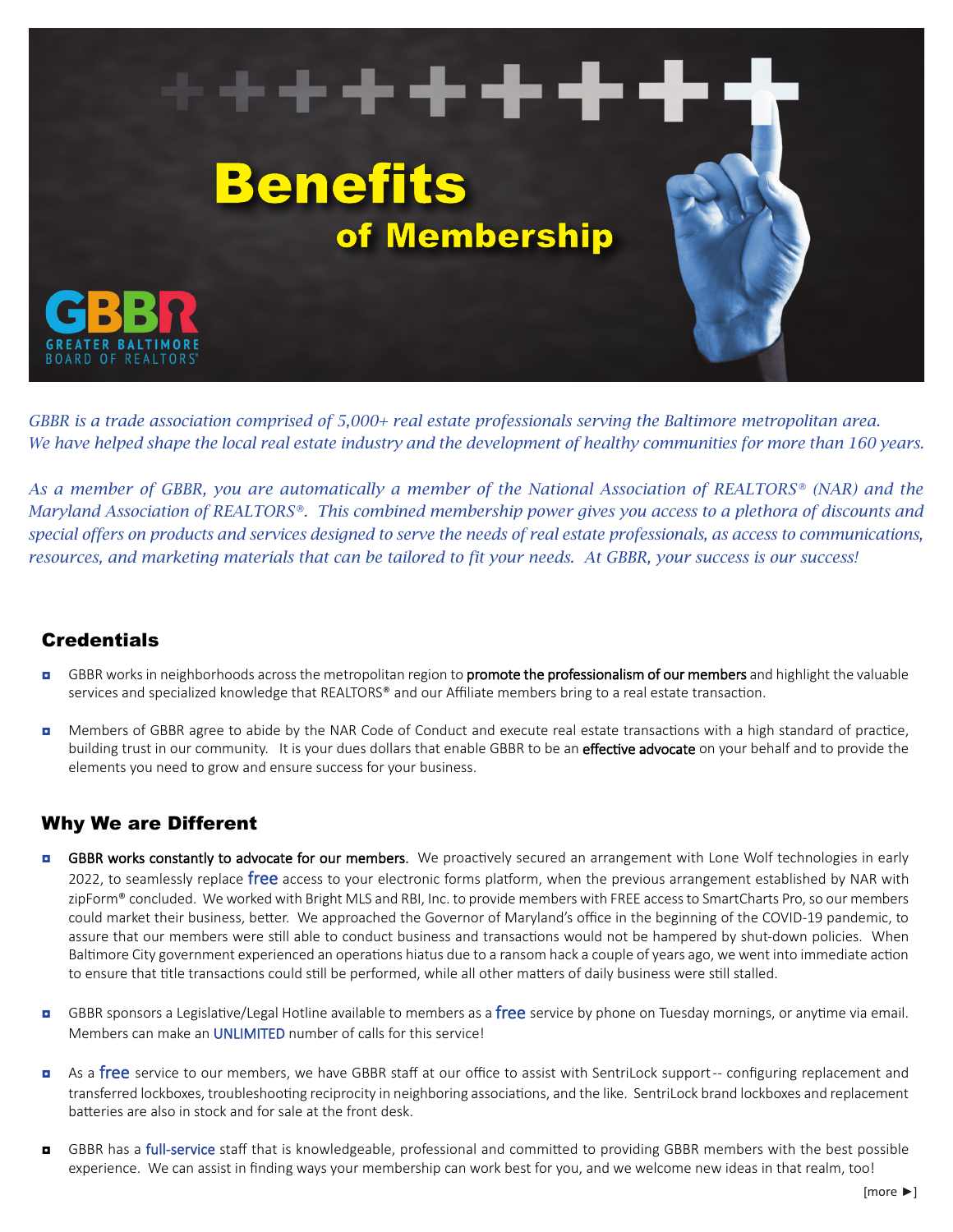# Benefits of Membership

GBBR
GREATER BALTIMORE BOARD OF REALTORS®

*GBBR is a trade association comprised of 5,000+ real estate professionals serving the Baltimore metropolitan area. We have helped shape the local real estate industry and the development of healthy communities for more than 160 years.*

*As a member of GBBR, you are automatically a member of the National Association of REALTORS® (NAR) and the Maryland Association of REALTORS®. This combined membership power gives you access to a plethora of discounts and special offers on products and services designed to serve the needs of real estate professionals, as access to communications, resources, and marketing materials that can be tailored to fit your needs. At GBBR, your success is our success!*

## Credentials

- GBBR works in neighborhoods across the metropolitan region to promote the professionalism of our members and highlight the valuable services and specialized knowledge that REALTORS® and our Affiliate members bring to a real estate transaction.

- Members of GBBR agree to abide by the NAR Code of Conduct and execute real estate transactions with a high standard of practice, building trust in our community. It is your dues dollars that enable GBBR to be an effective advocate on your behalf and to provide the elements you need to grow and ensure success for your business.

## Why We are Different

- GBBR works constantly to advocate for our members. We proactively secured an arrangement with Lone Wolf technologies in early 2022, to seamlessly replace free access to your electronic forms platform, when the previous arrangement established by NAR with zipForm® concluded. We worked with Bright MLS and RBI, Inc. to provide members with FREE access to SmartCharts Pro, so our members could market their business, better. We approached the Governor of Maryland's office in the beginning of the COVID-19 pandemic, to assure that our members were still able to conduct business and transactions would not be hampered by shut-down policies. When Baltimore City government experienced an operations hiatus due to a ransom hack a couple of years ago, we went into immediate action to ensure that title transactions could still be performed, while all other matters of daily business were still stalled.

- GBBR sponsors a Legislative/Legal Hotline available to members as a free service by phone on Tuesday mornings, or anytime via email. Members can make an UNLIMITED number of calls for this service!

- As a free service to our members, we have GBBR staff at our office to assist with SentriLock support-- configuring replacement and transferred lockboxes, troubleshooting reciprocity in neighboring associations, and the like. SentriLock brand lockboxes and replacement batteries are also in stock and for sale at the front desk.

- GBBR has a full-service staff that is knowledgeable, professional and committed to providing GBBR members with the best possible experience. We can assist in finding ways your membership can work best for you, and we welcome new ideas in that realm, too!

[more ►]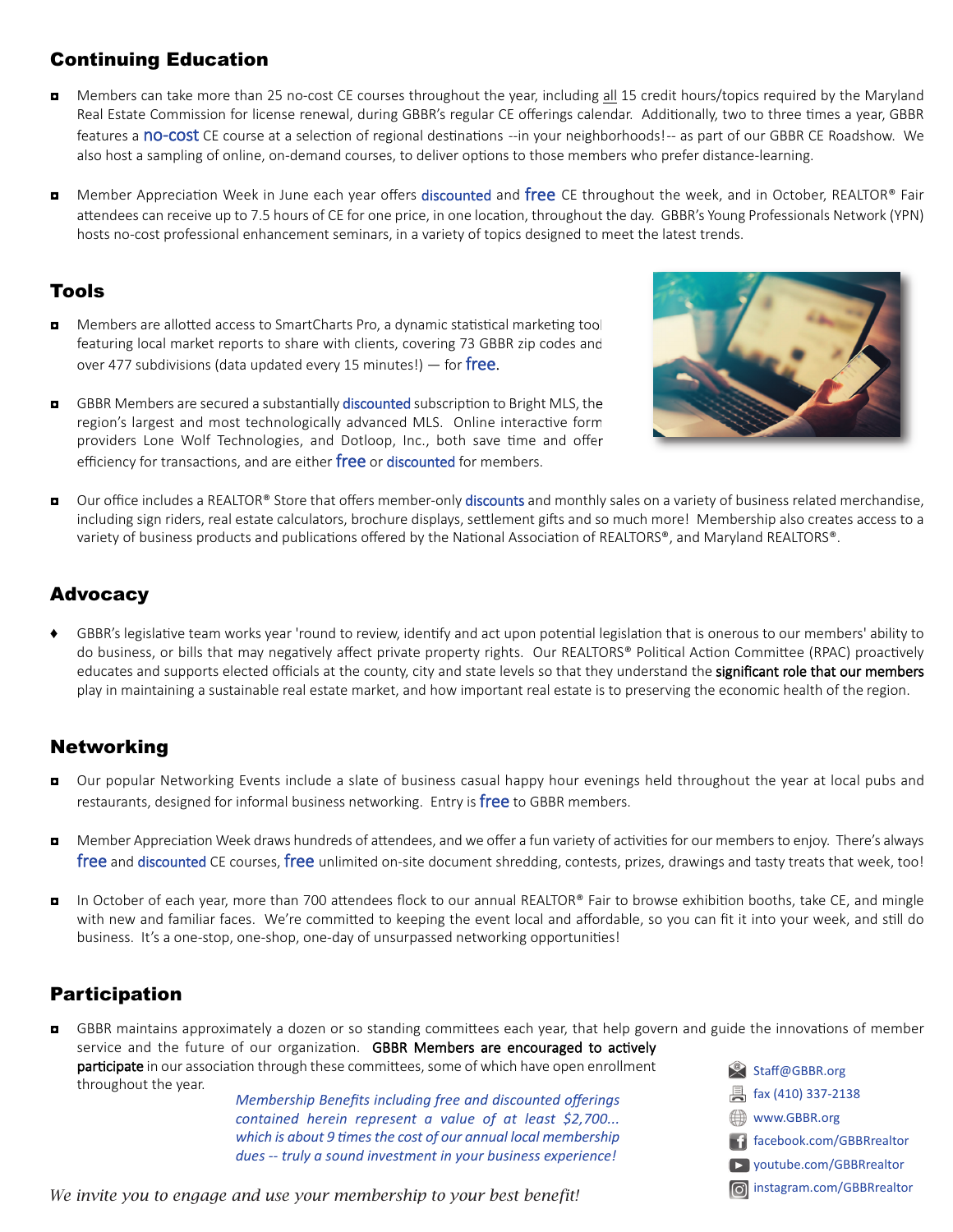## Continuing Education

- Members can take more than 25 no-cost CE courses throughout the year, including all 15 credit hours/topics required by the Maryland Real Estate Commission for license renewal, during GBBR's regular CE offerings calendar. Additionally, two to three times a year, GBBR features a no-cost CE course at a selection of regional destinations --in your neighborhoods!-- as part of our GBBR CE Roadshow. We also host a sampling of online, on-demand courses, to deliver options to those members who prefer distance-learning.
- Member Appreciation Week in June each year offers discounted and free CE throughout the week, and in October, REALTOR® Fair attendees can receive up to 7.5 hours of CE for one price, in one location, throughout the day. GBBR's Young Professionals Network (YPN) hosts no-cost professional enhancement seminars, in a variety of topics designed to meet the latest trends.

## Tools

- Members are allotted access to SmartCharts Pro, a dynamic statistical marketing tool featuring local market reports to share with clients, covering 73 GBBR zip codes and over 477 subdivisions (data updated every 15 minutes!) — for free.
- GBBR Members are secured a substantially discounted subscription to Bright MLS, the region's largest and most technologically advanced MLS. Online interactive form providers Lone Wolf Technologies, and Dotloop, Inc., both save time and offer efficiency for transactions, and are either free or discounted for members.
- Our office includes a REALTOR® Store that offers member-only discounts and monthly sales on a variety of business related merchandise, including sign riders, real estate calculators, brochure displays, settlement gifts and so much more! Membership also creates access to a variety of business products and publications offered by the National Association of REALTORS®, and Maryland REALTORS®.

## Advocacy

- GBBR's legislative team works year 'round to review, identify and act upon potential legislation that is onerous to our members' ability to do business, or bills that may negatively affect private property rights. Our REALTORS® Political Action Committee (RPAC) proactively educates and supports elected officials at the county, city and state levels so that they understand the significant role that our members play in maintaining a sustainable real estate market, and how important real estate is to preserving the economic health of the region.

## Networking

- Our popular Networking Events include a slate of business casual happy hour evenings held throughout the year at local pubs and restaurants, designed for informal business networking. Entry is free to GBBR members.
- Member Appreciation Week draws hundreds of attendees, and we offer a fun variety of activities for our members to enjoy. There's always free and discounted CE courses, free unlimited on-site document shredding, contests, prizes, drawings and tasty treats that week, too!
- In October of each year, more than 700 attendees flock to our annual REALTOR® Fair to browse exhibition booths, take CE, and mingle with new and familiar faces. We're committed to keeping the event local and affordable, so you can fit it into your week, and still do business. It's a one-stop, one-shop, one-day of unsurpassed networking opportunities!

## Participation

- GBBR maintains approximately a dozen or so standing committees each year, that help govern and guide the innovations of member service and the future of our organization. GBBR Members are encouraged to actively participate in our association through these committees, some of which have open enrollment throughout the year.

*Membership Benefits including free and discounted offerings contained herein represent a value of at least $2,700... which is about 9 times the cost of our annual local membership dues -- truly a sound investment in your business experience!*

*We invite you to engage and use your membership to your best benefit!*

Staff@GBBR.org
fax (410) 337-2138
www.GBBR.org
facebook.com/GBBRealtor
youtube.com/GBBRealtor
instagram.com/GBBRealtor